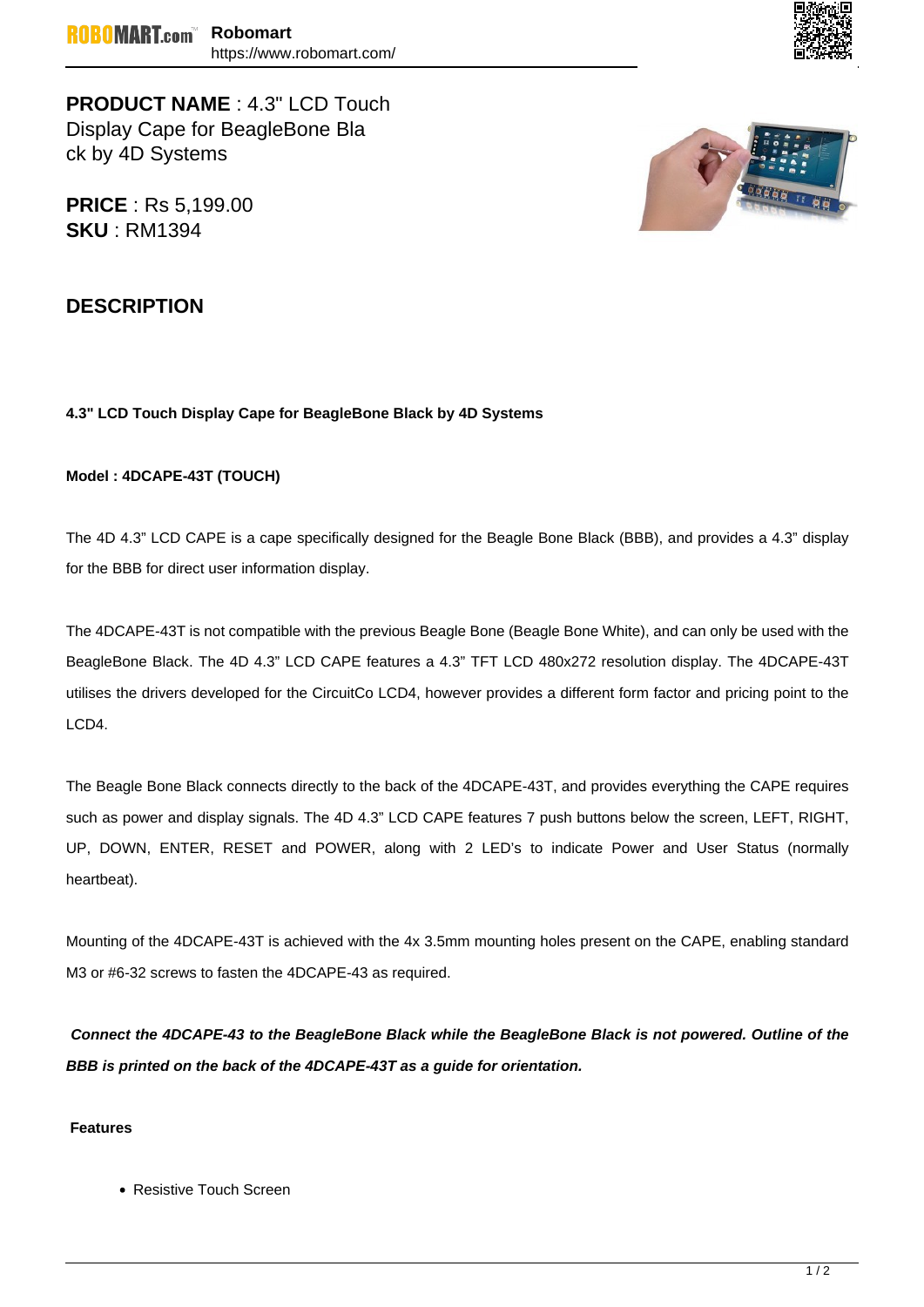**PRODUCT NAME** : 4.3" LCD Touch Display Cape for BeagleBone Black by 4D Systems

**PRICE** : Rs 5,199.00
**SKU** : RM1394

## DESCRIPTION

**4.3" LCD Touch Display Cape for BeagleBone Black by 4D Systems**

**Model : 4DCAPE-43T (TOUCH)**

The 4D 4.3" LCD CAPE is a cape specifically designed for the Beagle Bone Black (BBB), and provides a 4.3" display for the BBB for direct user information display.

The 4DCAPE-43T is not compatible with the previous Beagle Bone (Beagle Bone White), and can only be used with the BeagleBone Black. The 4D 4.3" LCD CAPE features a 4.3" TFT LCD 480x272 resolution display. The 4DCAPE-43T utilises the drivers developed for the CircuitCo LCD4, however provides a different form factor and pricing point to the LCD4.

The Beagle Bone Black connects directly to the back of the 4DCAPE-43T, and provides everything the CAPE requires such as power and display signals. The 4D 4.3" LCD CAPE features 7 push buttons below the screen, LEFT, RIGHT, UP, DOWN, ENTER, RESET and POWER, along with 2 LED's to indicate Power and User Status (normally heartbeat).

Mounting of the 4DCAPE-43T is achieved with the 4x 3.5mm mounting holes present on the CAPE, enabling standard M3 or #6-32 screws to fasten the 4DCAPE-43 as required.

***Connect the 4DCAPE-43 to the BeagleBone Black while the BeagleBone Black is not powered. Outline of the BBB is printed on the back of the 4DCAPE-43T as a guide for orientation.***

**Features**

- Resistive Touch Screen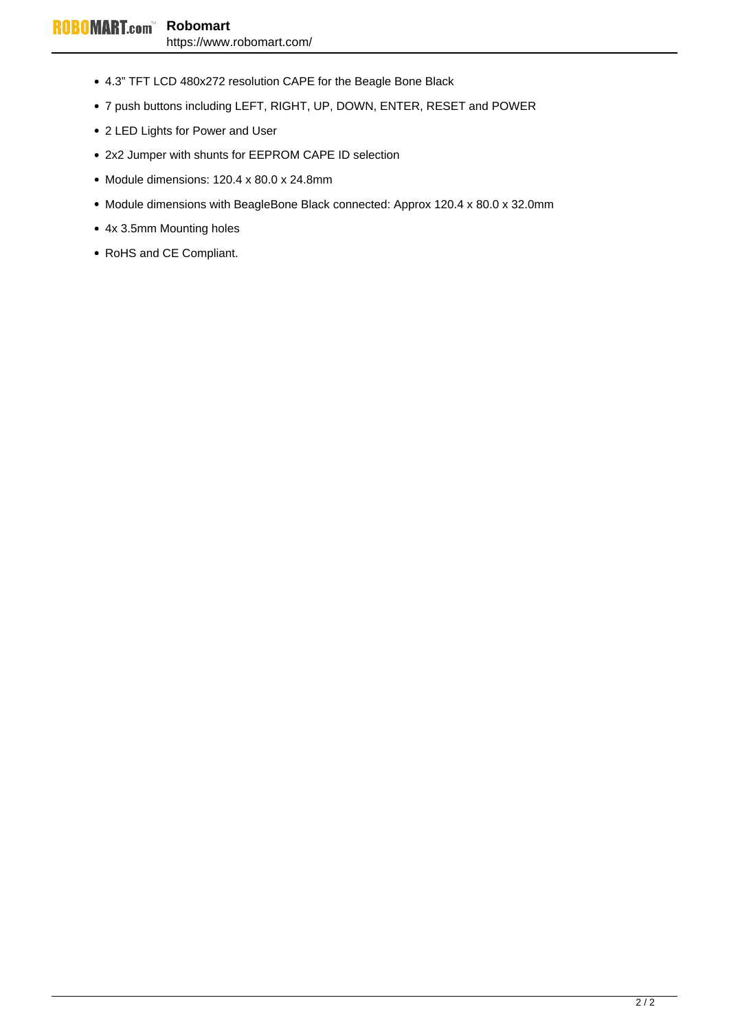- 4.3" TFT LCD 480x272 resolution CAPE for the Beagle Bone Black
- 7 push buttons including LEFT, RIGHT, UP, DOWN, ENTER, RESET and POWER
- 2 LED Lights for Power and User
- 2x2 Jumper with shunts for EEPROM CAPE ID selection
- Module dimensions: 120.4 x 80.0 x 24.8mm
- Module dimensions with BeagleBone Black connected: Approx 120.4 x 80.0 x 32.0mm
- 4x 3.5mm Mounting holes
- RoHS and CE Compliant.